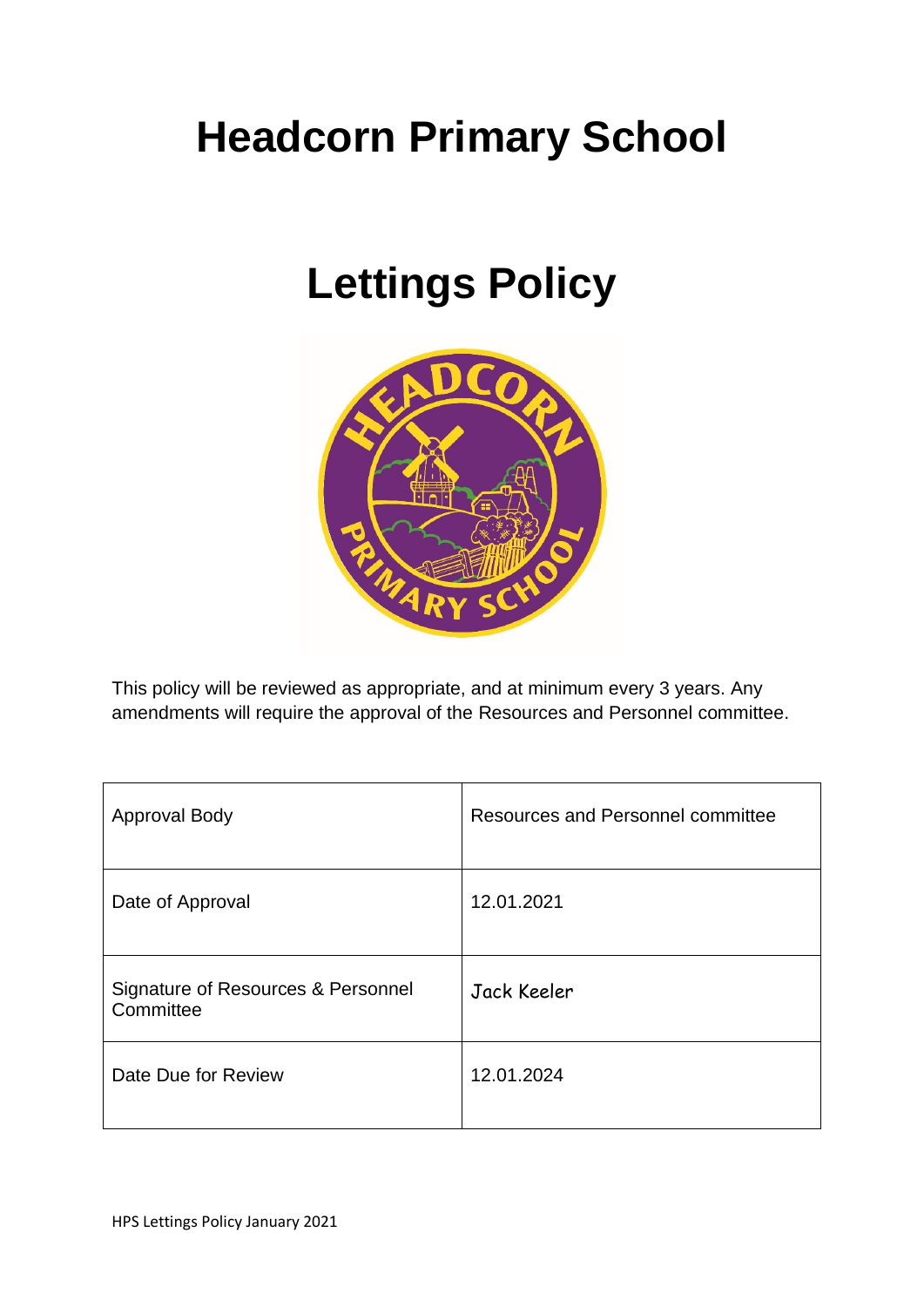# Headcorn Primary School

# Lettings Policy

This policy will be reviewed as appropriate, and at minimum every 3 years. Any amendments will require the approval of the Resources and Personnel committee.

| | |
|---|---|
| Approval Body | Resources and Personnel committee |
| Date of Approval | 12.01.2021 |
| Signature of Resources & Personnel Committee | Jack Keeler |
| Date Due for Review | 12.01.2024 |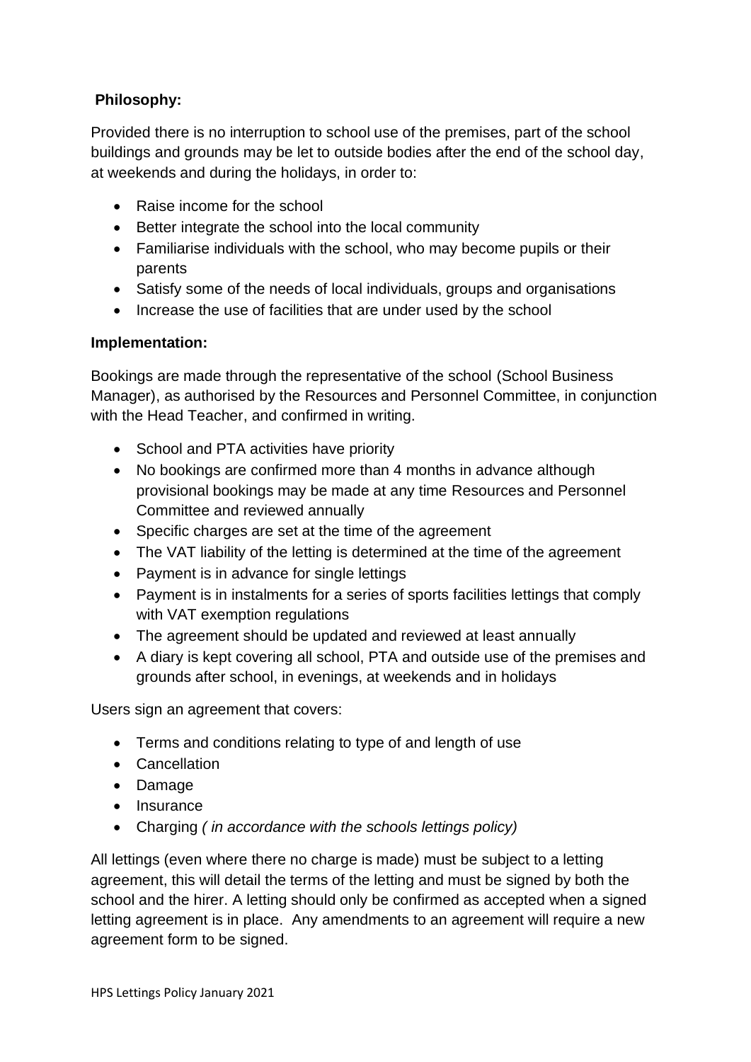**Philosophy:**

Provided there is no interruption to school use of the premises, part of the school buildings and grounds may be let to outside bodies after the end of the school day, at weekends and during the holidays, in order to:

- Raise income for the school
- Better integrate the school into the local community
- Familiarise individuals with the school, who may become pupils or their parents
- Satisfy some of the needs of local individuals, groups and organisations
- Increase the use of facilities that are under used by the school

**Implementation:**

Bookings are made through the representative of the school (School Business Manager), as authorised by the Resources and Personnel Committee, in conjunction with the Head Teacher, and confirmed in writing.

- School and PTA activities have priority
- No bookings are confirmed more than 4 months in advance although provisional bookings may be made at any time Resources and Personnel Committee and reviewed annually
- Specific charges are set at the time of the agreement
- The VAT liability of the letting is determined at the time of the agreement
- Payment is in advance for single lettings
- Payment is in instalments for a series of sports facilities lettings that comply with VAT exemption regulations
- The agreement should be updated and reviewed at least annually
- A diary is kept covering all school, PTA and outside use of the premises and grounds after school, in evenings, at weekends and in holidays

Users sign an agreement that covers:

- Terms and conditions relating to type of and length of use
- Cancellation
- Damage
- Insurance
- Charging *( in accordance with the schools lettings policy)*

All lettings (even where there no charge is made) must be subject to a letting agreement, this will detail the terms of the letting and must be signed by both the school and the hirer. A letting should only be confirmed as accepted when a signed letting agreement is in place. Any amendments to an agreement will require a new agreement form to be signed.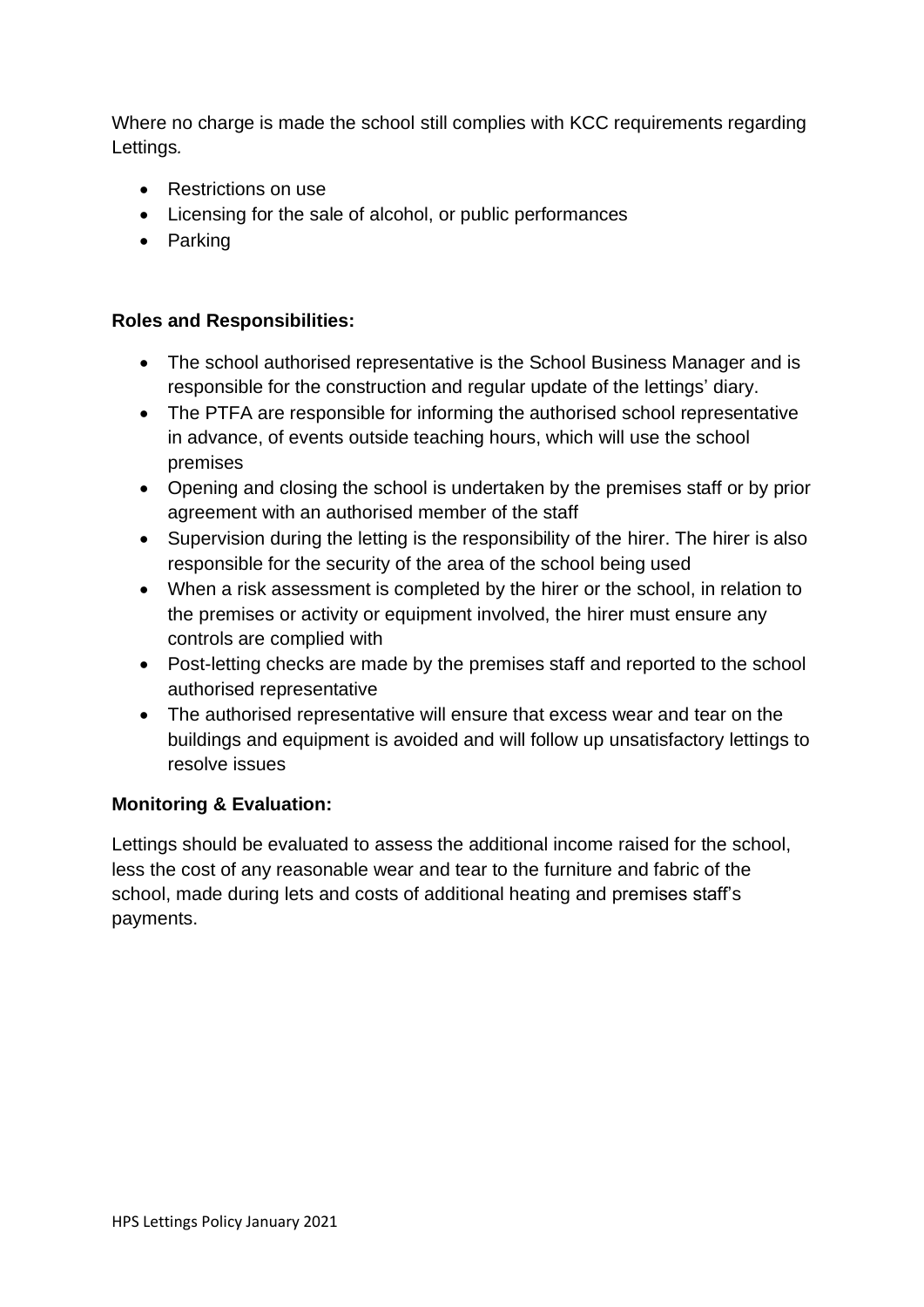Where no charge is made the school still complies with KCC requirements regarding Lettings*.*

- Restrictions on use
- Licensing for the sale of alcohol, or public performances
- Parking

**Roles and Responsibilities:**

- The school authorised representative is the School Business Manager and is responsible for the construction and regular update of the lettings' diary.
- The PTFA are responsible for informing the authorised school representative in advance, of events outside teaching hours, which will use the school premises
- Opening and closing the school is undertaken by the premises staff or by prior agreement with an authorised member of the staff
- Supervision during the letting is the responsibility of the hirer. The hirer is also responsible for the security of the area of the school being used
- When a risk assessment is completed by the hirer or the school, in relation to the premises or activity or equipment involved, the hirer must ensure any controls are complied with
- Post-letting checks are made by the premises staff and reported to the school authorised representative
- The authorised representative will ensure that excess wear and tear on the buildings and equipment is avoided and will follow up unsatisfactory lettings to resolve issues

**Monitoring & Evaluation:**

Lettings should be evaluated to assess the additional income raised for the school, less the cost of any reasonable wear and tear to the furniture and fabric of the school, made during lets and costs of additional heating and premises staff's payments.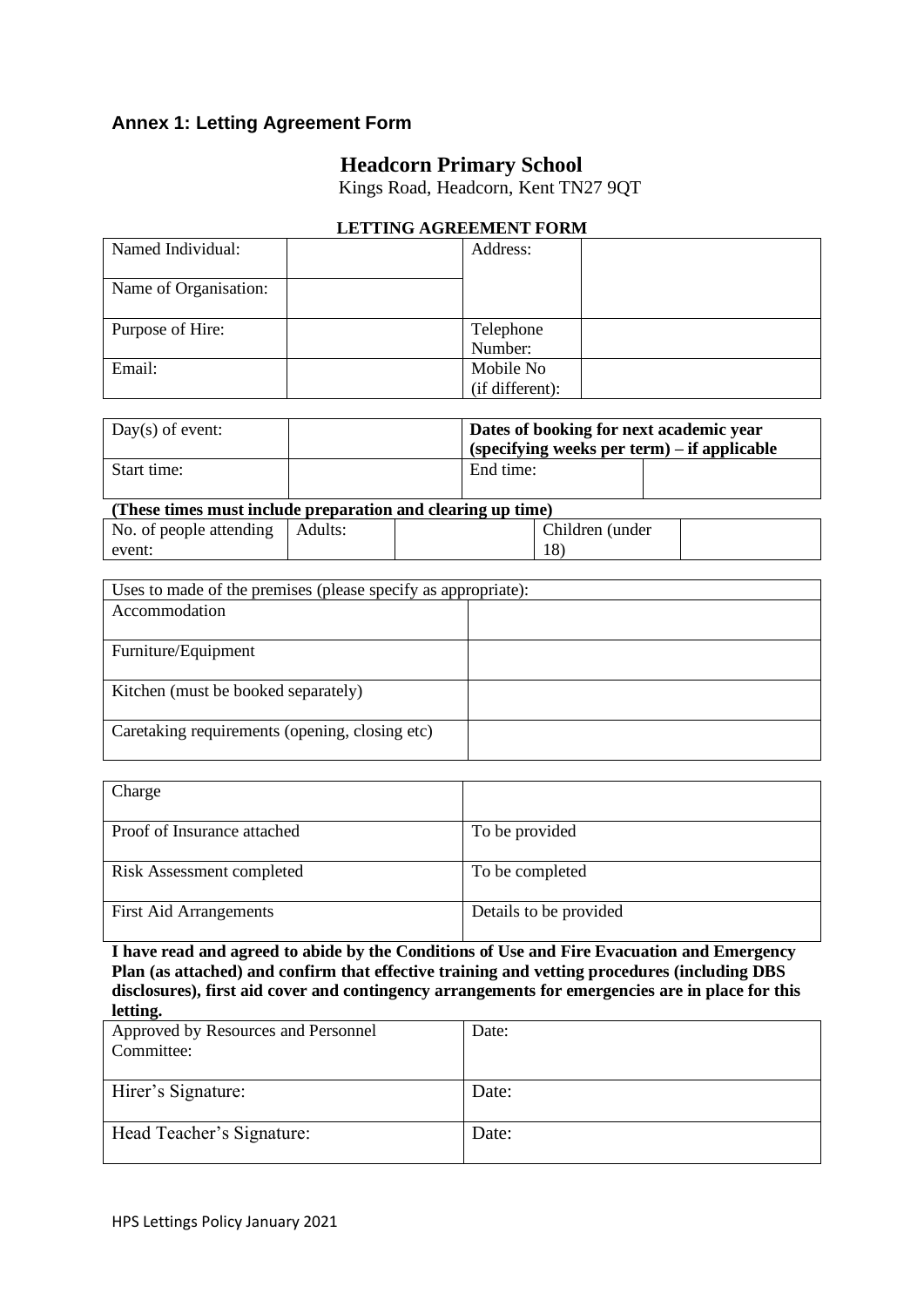### Annex 1: Letting Agreement Form

## Headcorn Primary School

Kings Road, Headcorn, Kent TN27 9QT

**LETTING AGREEMENT FORM**

| | | | |
|---|---|---|---|
| Named Individual: | | Address: | |
| Name of Organisation: | | | |
| Purpose of Hire: | | Telephone Number: | |
| Email: | | Mobile No (if different): | |

| | | | |
|---|---|---|---|
| Day(s) of event: | | **Dates of booking for next academic year (specifying weeks per term) – if applicable** | |
| Start time: | | End time: | |

**(These times must include preparation and clearing up time)**

| | | | | |
|---|---|---|---|---|
| No. of people attending event: | Adults: | | Children (under 18) | |

| | |
|---|---|
| Uses to made of the premises (please specify as appropriate): | |
| Accommodation | |
| Furniture/Equipment | |
| Kitchen (must be booked separately) | |
| Caretaking requirements (opening, closing etc) | |

| | |
|---|---|
| Charge | |
| Proof of Insurance attached | To be provided |
| Risk Assessment completed | To be completed |
| First Aid Arrangements | Details to be provided |

**I have read and agreed to abide by the Conditions of Use and Fire Evacuation and Emergency Plan (as attached) and confirm that effective training and vetting procedures (including DBS disclosures), first aid cover and contingency arrangements for emergencies are in place for this letting.**

| | |
|---|---|
| Approved by Resources and Personnel Committee: | Date: |
| Hirer's Signature: | Date: |
| Head Teacher's Signature: | Date: |